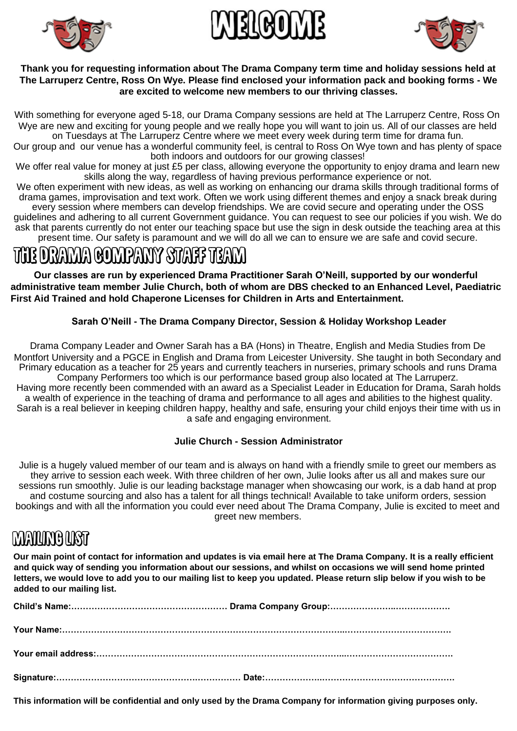# WELCOME

**Thank you for requesting information about The Drama Company term time and holiday sessions held at The Larruperz Centre, Ross On Wye. Please find enclosed your information pack and booking forms - We are excited to welcome new members to our thriving classes.**

With something for everyone aged 5-18, our Drama Company sessions are held at The Larruperz Centre, Ross On Wye are new and exciting for young people and we really hope you will want to join us. All of our classes are held on Tuesdays at The Larruperz Centre where we meet every week during term time for drama fun.
Our group and our venue has a wonderful community feel, is central to Ross On Wye town and has plenty of space both indoors and outdoors for our growing classes!
We offer real value for money at just £5 per class, allowing everyone the opportunity to enjoy drama and learn new skills along the way, regardless of having previous performance experience or not.
We often experiment with new ideas, as well as working on enhancing our drama skills through traditional forms of drama games, improvisation and text work. Often we work using different themes and enjoy a snack break during every session where members can develop friendships. We are covid secure and operating under the OSS guidelines and adhering to all current Government guidance. You can request to see our policies if you wish. We do ask that parents currently do not enter our teaching space but use the sign in desk outside the teaching area at this present time. Our safety is paramount and we will do all we can to ensure we are safe and covid secure.

# THE DRAMA COMPANY STAFF TEAM

**Our classes are run by experienced Drama Practitioner Sarah O'Neill, supported by our wonderful administrative team member Julie Church, both of whom are DBS checked to an Enhanced Level, Paediatric First Aid Trained and hold Chaperone Licenses for Children in Arts and Entertainment.**

### Sarah O'Neill - The Drama Company Director, Session & Holiday Workshop Leader

Drama Company Leader and Owner Sarah has a BA (Hons) in Theatre, English and Media Studies from De Montfort University and a PGCE in English and Drama from Leicester University. She taught in both Secondary and Primary education as a teacher for 25 years and currently teachers in nurseries, primary schools and runs Drama Company Performers too which is our performance based group also located at The Larruperz.
Having more recently been commended with an award as a Specialist Leader in Education for Drama, Sarah holds a wealth of experience in the teaching of drama and performance to all ages and abilities to the highest quality.
Sarah is a real believer in keeping children happy, healthy and safe, ensuring your child enjoys their time with us in a safe and engaging environment.

### Julie Church - Session Administrator

Julie is a hugely valued member of our team and is always on hand with a friendly smile to greet our members as they arrive to session each week. With three children of her own, Julie looks after us all and makes sure our sessions run smoothly. Julie is our leading backstage manager when showcasing our work, is a dab hand at prop and costume sourcing and also has a talent for all things technical! Available to take uniform orders, session bookings and with all the information you could ever need about The Drama Company, Julie is excited to meet and greet new members.

# MAILING LIST

**Our main point of contact for information and updates is via email here at The Drama Company. It is a really efficient and quick way of sending you information about our sessions, and whilst on occasions we will send home printed letters, we would love to add you to our mailing list to keep you updated. Please return slip below if you wish to be added to our mailing list.**

**Child's Name:……………………………………………… Drama Company Group:…………………..……………….**

**Your Name:……………………………………………………………………………………..…………………………….**

**Your email address:…………………………………………………………………………..……………………………….**

**Signature:……………………………………………………… Date:……………..……………………………………….**

**This information will be confidential and only used by the Drama Company for information giving purposes only.**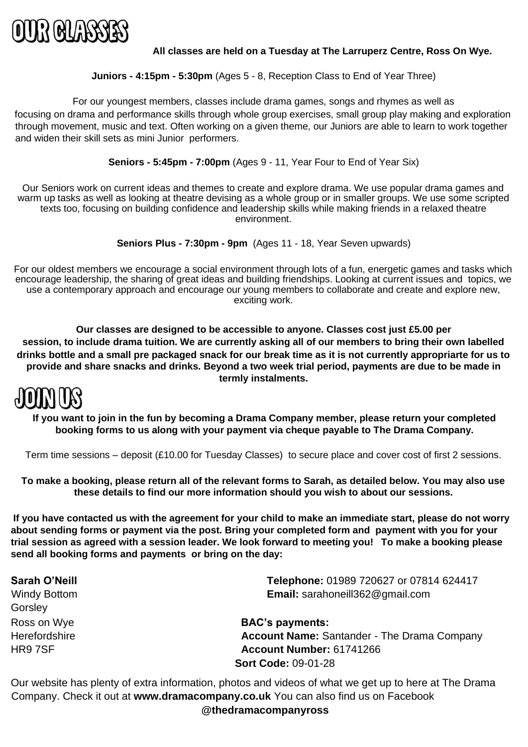# OUR CLASSES

**All classes are held on a Tuesday at The Larruperz Centre, Ross On Wye.**

**Juniors - 4:15pm - 5:30pm** (Ages 5 - 8, Reception Class to End of Year Three)

For our youngest members, classes include drama games, songs and rhymes as well as focusing on drama and performance skills through whole group exercises, small group play making and exploration through movement, music and text. Often working on a given theme, our Juniors are able to learn to work together and widen their skill sets as mini Junior performers.

**Seniors - 5:45pm - 7:00pm** (Ages 9 - 11, Year Four to End of Year Six)

Our Seniors work on current ideas and themes to create and explore drama. We use popular drama games and warm up tasks as well as looking at theatre devising as a whole group or in smaller groups. We use some scripted texts too, focusing on building confidence and leadership skills while making friends in a relaxed theatre environment.

**Seniors Plus - 7:30pm - 9pm** (Ages 11 - 18, Year Seven upwards)

For our oldest members we encourage a social environment through lots of a fun, energetic games and tasks which encourage leadership, the sharing of great ideas and building friendships. Looking at current issues and topics, we use a contemporary approach and encourage our young members to collaborate and create and explore new, exciting work.

**Our classes are designed to be accessible to anyone. Classes cost just £5.00 per session, to include drama tuition. We are currently asking all of our members to bring their own labelled drinks bottle and a small pre packaged snack for our break time as it is not currently appropriarte for us to provide and share snacks and drinks. Beyond a two week trial period, payments are due to be made in termly instalments.**

# JOIN US

**If you want to join in the fun by becoming a Drama Company member, please return your completed booking forms to us along with your payment via cheque payable to The Drama Company.**

Term time sessions – deposit (£10.00 for Tuesday Classes) to secure place and cover cost of first 2 sessions.

**To make a booking, please return all of the relevant forms to Sarah, as detailed below. You may also use these details to find our more information should you wish to about our sessions.**

**If you have contacted us with the agreement for your child to make an immediate start, please do not worry about sending forms or payment via the post. Bring your completed form and payment with you for your trial session as agreed with a session leader. We look forward to meeting you! To make a booking please send all booking forms and payments or bring on the day:**

**Sarah O'Neill**
Windy Bottom
Gorsley
Ross on Wye
Herefordshire
HR9 7SF

**Telephone:** 01989 720627 or 07814 624417
**Email:** sarahoneill362@gmail.com

**BAC's payments:**
**Account Name:** Santander - The Drama Company
**Account Number:** 61741266
**Sort Code:** 09-01-28

Our website has plenty of extra information, photos and videos of what we get up to here at The Drama Company. Check it out at **www.dramacompany.co.uk** You can also find us on Facebook **@thedramacompanyross**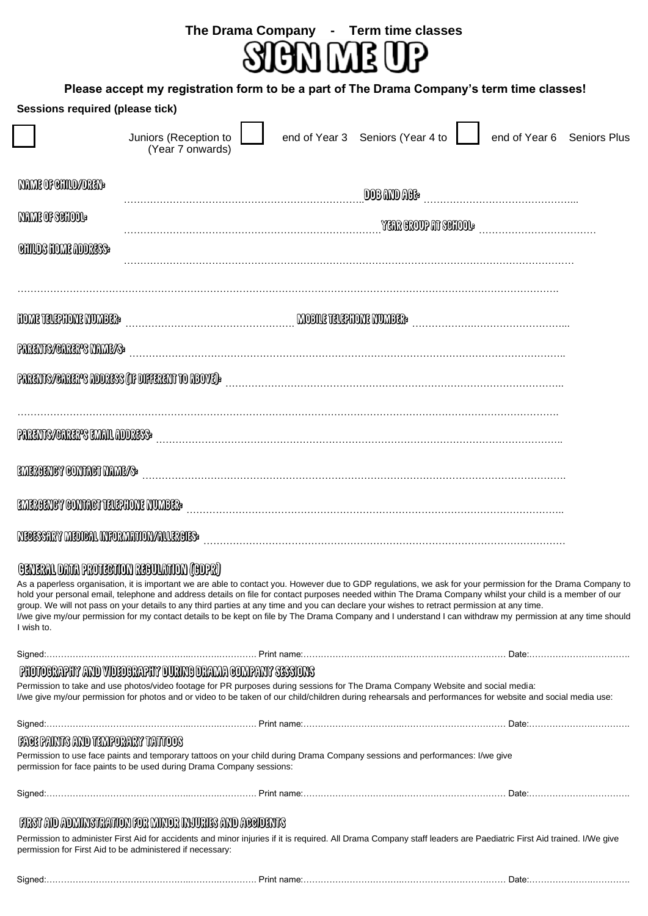# The Drama Company - Term time classes

# SIGN ME UP

**Please accept my registration form to be a part of The Drama Company's term time classes!**

**Sessions required (please tick)**

☐ Juniors (Reception to end of Year 3 ☐ Seniors (Year 4 to end of Year 6 ☐ Seniors Plus (Year 7 onwards)

NAME OF CHILD/DREN: ……………………………………………………………… DOB AND AGE: ………………………………………...

NAME OF SCHOOL: ………………………………………………………………… YEAR GROUP AT SCHOOL: ………………………………

CHILDS HOME ADDRESS: ……………………………………………………………………………………………………………………

…………………………………………………………………………………………………………………………………………………

HOME TELEPHONE NUMBER: …………………………………………… MOBILE TELEPHONE NUMBER: ………………………………………...

PARENTS/CARER'S NAME/S: ………………………………………………………………………………………………………………..

PARENTS/CARER'S ADDRESS (IF DIFFERENT TO ABOVE): ………………………………………………………………………………………..

…………………………………………………………………………………………………………………………………………………

PARENTS/CARER'S EMAIL ADDRESS: ………………………………………………………………………………………………………..

EMERGENCY CONTACT NAME/S: ……………………………………………………………………………………………………………

EMERGENCY CONTACT TELEPHONE NUMBER: ……………………………………………………………………………………………..

NECESSARY MEDICAL INFORMATION/ALLERGIES: ………………………………………………………………………………………

## GENERAL DATA PROTECTION REGULATION (GDPR)

As a paperless organisation, it is important we are able to contact you. However due to GDP regulations, we ask for your permission for the Drama Company to hold your personal email, telephone and address details on file for contact purposes needed within The Drama Company whilst your child is a member of our group. We will not pass on your details to any third parties at any time and you can declare your wishes to retract permission at any time.
I/we give my/our permission for my contact details to be kept on file by The Drama Company and I understand I can withdraw my permission at any time should I wish to.

Signed:………………………………………………………… Print name:………………………………………………………… Date:…………………………….

## PHOTOGRAPHY AND VIDEOGRAPHY DURING DRAMA COMPANY SESSIONS

Permission to take and use photos/video footage for PR purposes during sessions for The Drama Company Website and social media:
I/we give my/our permission for photos and or video to be taken of our child/children during rehearsals and performances for website and social media use:

Signed:………………………………………………………… Print name:………………………………………………………… Date:…………………………….

## FACE PAINTS AND TEMPORARY TATTOOS

Permission to use face paints and temporary tattoos on your child during Drama Company sessions and performances: I/we give permission for face paints to be used during Drama Company sessions:

Signed:………………………………………………………… Print name:………………………………………………………… Date:…………………………….

## FIRST AID ADMINSTRATION FOR MINOR INJURIES AND ACCIDENTS

Permission to administer First Aid for accidents and minor injuries if it is required. All Drama Company staff leaders are Paediatric First Aid trained. I/We give permission for First Aid to be administered if necessary:

Signed:………………………………………………………… Print name:………………………………………………………… Date:…………………………….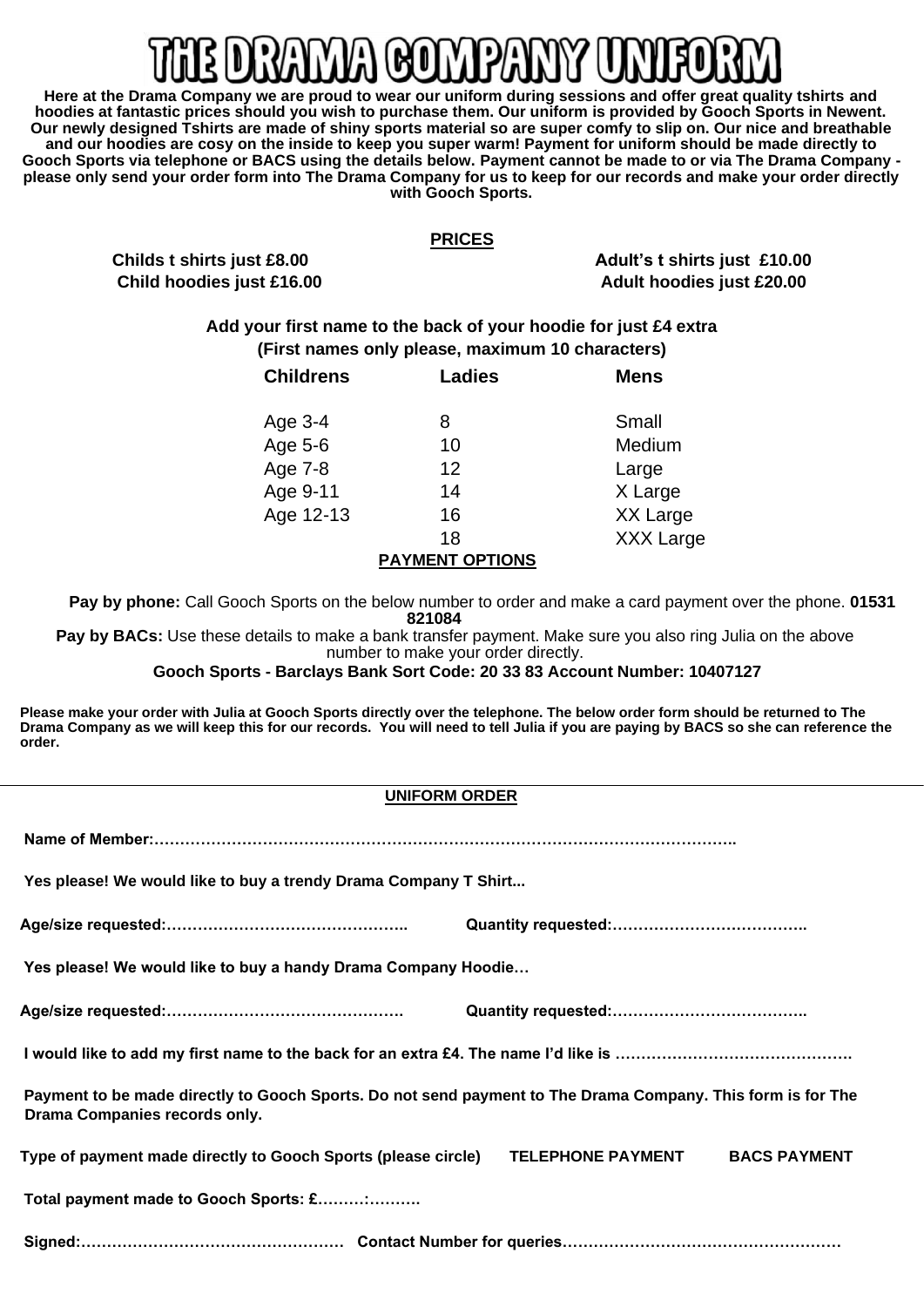# THE DRAMA COMPANY UNIFORM

**Here at the Drama Company we are proud to wear our uniform during sessions and offer great quality tshirts and hoodies at fantastic prices should you wish to purchase them. Our uniform is provided by Gooch Sports in Newent. Our newly designed Tshirts are made of shiny sports material so are super comfy to slip on. Our nice and breathable and our hoodies are cosy on the inside to keep you super warm! Payment for uniform should be made directly to Gooch Sports via telephone or BACS using the details below. Payment cannot be made to or via The Drama Company - please only send your order form into The Drama Company for us to keep for our records and make your order directly with Gooch Sports.**

## PRICES

**Childs t shirts just £8.00**
**Child hoodies just £16.00**

**Adult's t shirts just £10.00**
**Adult hoodies just £20.00**

**Add your first name to the back of your hoodie for just £4 extra**
**(First names only please, maximum 10 characters)**

| **Childrens** | **Ladies** | **Mens** |
|---|---|---|
| Age 3-4 | 8 | Small |
| Age 5-6 | 10 | Medium |
| Age 7-8 | 12 | Large |
| Age 9-11 | 14 | X Large |
| Age 12-13 | 16 | XX Large |
| | 18 | XXX Large |

## PAYMENT OPTIONS

**Pay by phone:** Call Gooch Sports on the below number to order and make a card payment over the phone. **01531 821084**

**Pay by BACs:** Use these details to make a bank transfer payment. Make sure you also ring Julia on the above number to make your order directly.

**Gooch Sports - Barclays Bank Sort Code: 20 33 83 Account Number: 10407127**

**Please make your order with Julia at Gooch Sports directly over the telephone. The below order form should be returned to The Drama Company as we will keep this for our records. You will need to tell Julia if you are paying by BACS so she can reference the order.**

---

## UNIFORM ORDER

**Name of Member:……………………………………………………………………………………………….**

**Yes please! We would like to buy a trendy Drama Company T Shirt...**

**Age/size requested:………………………………………..** **Quantity requested:………………………………..**

**Yes please! We would like to buy a handy Drama Company Hoodie…**

**Age/size requested:……………………………………….** **Quantity requested:………………………………..**

**I would like to add my first name to the back for an extra £4. The name I'd like is ……………………………………….**

**Payment to be made directly to Gooch Sports. Do not send payment to The Drama Company. This form is for The Drama Companies records only.**

**Type of payment made directly to Gooch Sports (please circle)** **TELEPHONE PAYMENT** **BACS PAYMENT**

**Total payment made to Gooch Sports: £………:……….**

**Signed:……………………………………………** **Contact Number for queries………………………………………………**